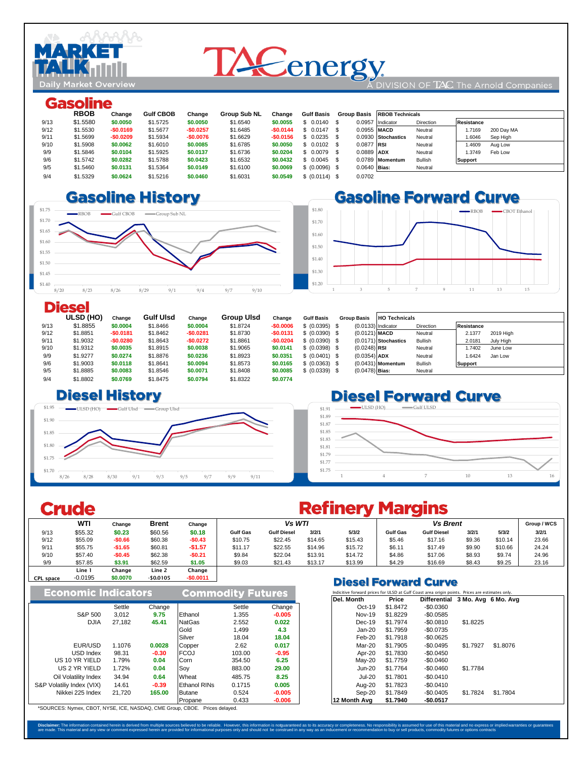# MARKET TALK

Daily Market Overview

TACenergy — A DIVISION OF TAC The Arnold Companies

## Gasoline

| | RBOB | Change | Gulf CBOB | Change | Group Sub NL | Change | Gulf Basis | Group Basis |
|---|---|---|---|---|---|---|---|---|
| 9/13 | $1.5580 | $0.0050 | $1.5725 | $0.0050 | $1.6540 | $0.0055 | $ 0.0140 | $ 0.0957 |
| 9/12 | $1.5530 | -$0.0169 | $1.5677 | -$0.0257 | $1.6485 | -$0.0144 | $ 0.0147 | $ 0.0955 |
| 9/11 | $1.5699 | -$0.0209 | $1.5934 | -$0.0076 | $1.6629 | -$0.0156 | $ 0.0235 | $ 0.0930 |
| 9/10 | $1.5908 | $0.0062 | $1.6010 | $0.0085 | $1.6785 | $0.0050 | $ 0.0102 | $ 0.0877 |
| 9/9 | $1.5846 | $0.0104 | $1.5925 | $0.0137 | $1.6736 | $0.0204 | $ 0.0079 | $ 0.0889 |
| 9/6 | $1.5742 | $0.0282 | $1.5788 | $0.0423 | $1.6532 | $0.0432 | $ 0.0045 | $ 0.0789 |
| 9/5 | $1.5460 | $0.0131 | $1.5364 | $0.0149 | $1.6100 | $0.0069 | $ (0.0096) | $ 0.0640 |
| 9/4 | $1.5329 | $0.0624 | $1.5216 | $0.0460 | $1.6031 | $0.0549 | $ (0.0114) | $ 0.0702 |

**RBOB Technicals**

| Indicator | Direction |
|---|---|
| MACD | Neutral |
| Stochastics | Neutral |
| RSI | Neutral |
| ADX | Neutral |
| Momentum | Bullish |
| Bias: | Neutral |

| Resistance | |
|---|---|
| 1.7169 | 200 Day MA |
| 1.6046 | Sep High |
| 1.4609 | Aug Low |
| 1.3749 | Feb Low |
| **Support** | |

## Gasoline History

## Gasoline Forward Curve

## Diesel

| | ULSD (HO) | Change | Gulf Ulsd | Change | Group Ulsd | Change | Gulf Basis | Group Basis |
|---|---|---|---|---|---|---|---|---|
| 9/13 | $1.8855 | $0.0004 | $1.8466 | $0.0004 | $1.8724 | -$0.0006 | $ (0.0395) | $ (0.0133) |
| 9/12 | $1.8851 | -$0.0181 | $1.8462 | -$0.0281 | $1.8730 | -$0.0131 | $ (0.0390) | $ (0.0121) |
| 9/11 | $1.9032 | -$0.0280 | $1.8643 | -$0.0272 | $1.8861 | -$0.0204 | $ (0.0390) | $ (0.0171) |
| 9/10 | $1.9312 | $0.0035 | $1.8915 | $0.0038 | $1.9065 | $0.0141 | $ (0.0398) | $ (0.0248) |
| 9/9 | $1.9277 | $0.0274 | $1.8876 | $0.0236 | $1.8923 | $0.0351 | $ (0.0401) | $ (0.0354) |
| 9/6 | $1.9003 | $0.0118 | $1.8641 | $0.0094 | $1.8573 | $0.0165 | $ (0.0363) | $ (0.0431) |
| 9/5 | $1.8885 | $0.0083 | $1.8546 | $0.0071 | $1.8408 | $0.0085 | $ (0.0339) | $ (0.0478) |
| 9/4 | $1.8802 | $0.0769 | $1.8475 | $0.0794 | $1.8322 | $0.0774 | | |

**HO Technicals**

| Indicator | Direction |
|---|---|
| MACD | Neutral |
| Stochastics | Bullish |
| RSI | Neutral |
| ADX | Neutral |
| Momentum | Bullish |
| Bias: | Neutral |

| Resistance | |
|---|---|
| 2.1377 | 2019 High |
| 2.0181 | July High |
| 1.7402 | June Low |
| 1.6424 | Jan Low |
| **Support** | |

## Diesel History

## Diesel Forward Curve

## Crude

| | WTI | Change | Brent | Change |
|---|---|---|---|---|
| 9/13 | $55.32 | $0.23 | $60.56 | $0.18 |
| 9/12 | $55.09 | -$0.66 | $60.38 | -$0.43 |
| 9/11 | $55.75 | -$1.65 | $60.81 | -$1.57 |
| 9/10 | $57.40 | -$0.45 | $62.38 | -$0.21 |
| 9/9 | $57.85 | $3.91 | $62.59 | $1.05 |
| | Line 1 | Change | Line 2 | Change |
| CPL space | -0.0195 | $0.0070 | -$0.0105 | -$0.0011 |

## Refinery Margins

| | Vs WTI | | | | Vs Brent | | | | Group / WCS |
|---|---|---|---|---|---|---|---|---|---|
| | Gulf Gas | Gulf Diesel | 3/2/1 | 5/3/2 | Gulf Gas | Gulf Diesel | 3/2/1 | 5/3/2 | 3/2/1 |
| 9/13 | $10.75 | $22.45 | $14.65 | $15.43 | $5.46 | $17.16 | $9.36 | $10.14 | 23.66 |
| 9/12 | $11.17 | $22.55 | $14.96 | $15.72 | $6.11 | $17.49 | $9.90 | $10.66 | 24.24 |
| 9/11 | $9.84 | $22.04 | $13.91 | $14.72 | $4.86 | $17.06 | $8.93 | $9.74 | 24.96 |
| 9/10 | $9.03 | $21.43 | $13.17 | $13.99 | $4.29 | $16.69 | $8.43 | $9.25 | 23.16 |

## Economic Indicators

| | Settle | Change |
|---|---|---|
| S&P 500 | 3,012 | 9.75 |
| DJIA | 27,182 | 45.41 |
| EUR/USD | 1.1076 | 0.0028 |
| USD Index | 98.31 | -0.30 |
| US 10 YR YIELD | 1.79% | 0.04 |
| US 2 YR YIELD | 1.72% | 0.04 |
| Oil Volatility Index | 34.94 | 0.64 |
| S&P Volatiliy Index (VIX) | 14.61 | -0.39 |
| Nikkei 225 Index | 21,720 | 165.00 |

## Commodity Futures

| | Settle | Change |
|---|---|---|
| Ethanol | 1.355 | -0.005 |
| NatGas | 2.552 | 0.022 |
| Gold | 1,499 | 4.3 |
| Silver | 18.04 | 18.04 |
| Copper | 2.62 | 0.017 |
| FCOJ | 103.00 | -0.95 |
| Corn | 354.50 | 6.25 |
| Soy | 883.00 | 29.00 |
| Wheat | 485.75 | 8.25 |
| Ethanol RINs | 0.1715 | 0.005 |
| Butane | 0.524 | -0.005 |
| Propane | 0.433 | -0.006 |

## Diesel Forward Curve

Indicitive forward prices for ULSD at Gulf Coast area origin points. Prices are estimates only.

| Del. Month | Price | Differential | 3 Mo. Avg | 6 Mo. Avg |
|---|---|---|---|---|
| Oct-19 | $1.8472 | -$0.0360 | | |
| Nov-19 | $1.8229 | -$0.0585 | | |
| Dec-19 | $1.7974 | -$0.0810 | $1.8225 | |
| Jan-20 | $1.7959 | -$0.0735 | | |
| Feb-20 | $1.7918 | -$0.0625 | | |
| Mar-20 | $1.7905 | -$0.0495 | $1.7927 | $1.8076 |
| Apr-20 | $1.7830 | -$0.0450 | | |
| May-20 | $1.7759 | -$0.0460 | | |
| Jun-20 | $1.7764 | -$0.0460 | $1.7784 | |
| Jul-20 | $1.7801 | -$0.0410 | | |
| Aug-20 | $1.7823 | -$0.0410 | | |
| Sep-20 | $1.7849 | -$0.0405 | $1.7824 | $1.7804 |
| 12 Month Avg | $1.7940 | -$0.0517 | | |

*SOURCES: Nymex, CBOT, NYSE, ICE, NASDAQ, CME Group, CBOE. Prices delayed.

**Disclaimer:** The information contained herein is derived from multiple sources believed to be reliable. However, this information is notguaranteed as to its accuracy or completeness. No responsibility is assumed for use of this material and no express or implied warranties or guarantees are made. This material and any view or comment expressed herein are provided for informational purposes only and should not be construed in any way as an inducement or recommendation to buy or sell products, commodity futures or options contracts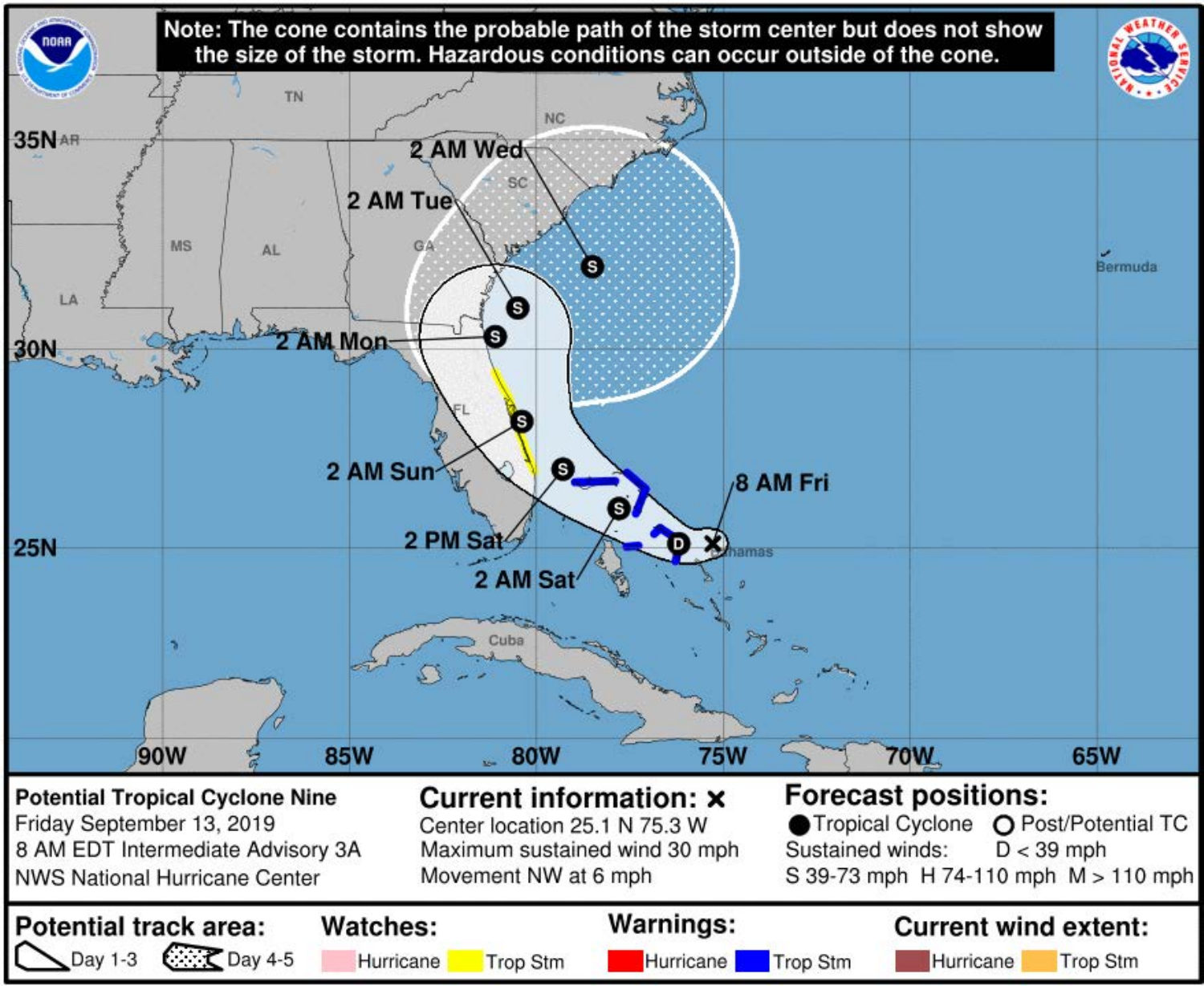Note: The cone contains the probable path of the storm center but does not show the size of the storm. Hazardous conditions can occur outside of the cone.

TN
NC
SC
GA
MS
AL
LA
AR
FL
Cuba
Bermuda
Bahamas

35N
30N
25N

90W
85W
80W
75W
70W
65W

2 AM Wed
2 AM Tue
2 AM Mon
2 AM Sun
2 PM Sat
2 AM Sat
8 AM Fri

**Potential Tropical Cyclone Nine**
Friday September 13, 2019
8 AM EDT Intermediate Advisory 3A
NWS National Hurricane Center

**Current information: ×**
Center location 25.1 N 75.3 W
Maximum sustained wind 30 mph
Movement NW at 6 mph

**Forecast positions:**
● Tropical Cyclone ○ Post/Potential TC
Sustained winds: D < 39 mph
S 39-73 mph H 74-110 mph M > 110 mph

**Potential track area:** Day 1-3 Day 4-5

**Watches:** Hurricane Trop Stm

**Warnings:** Hurricane Trop Stm

**Current wind extent:** Hurricane Trop Stm